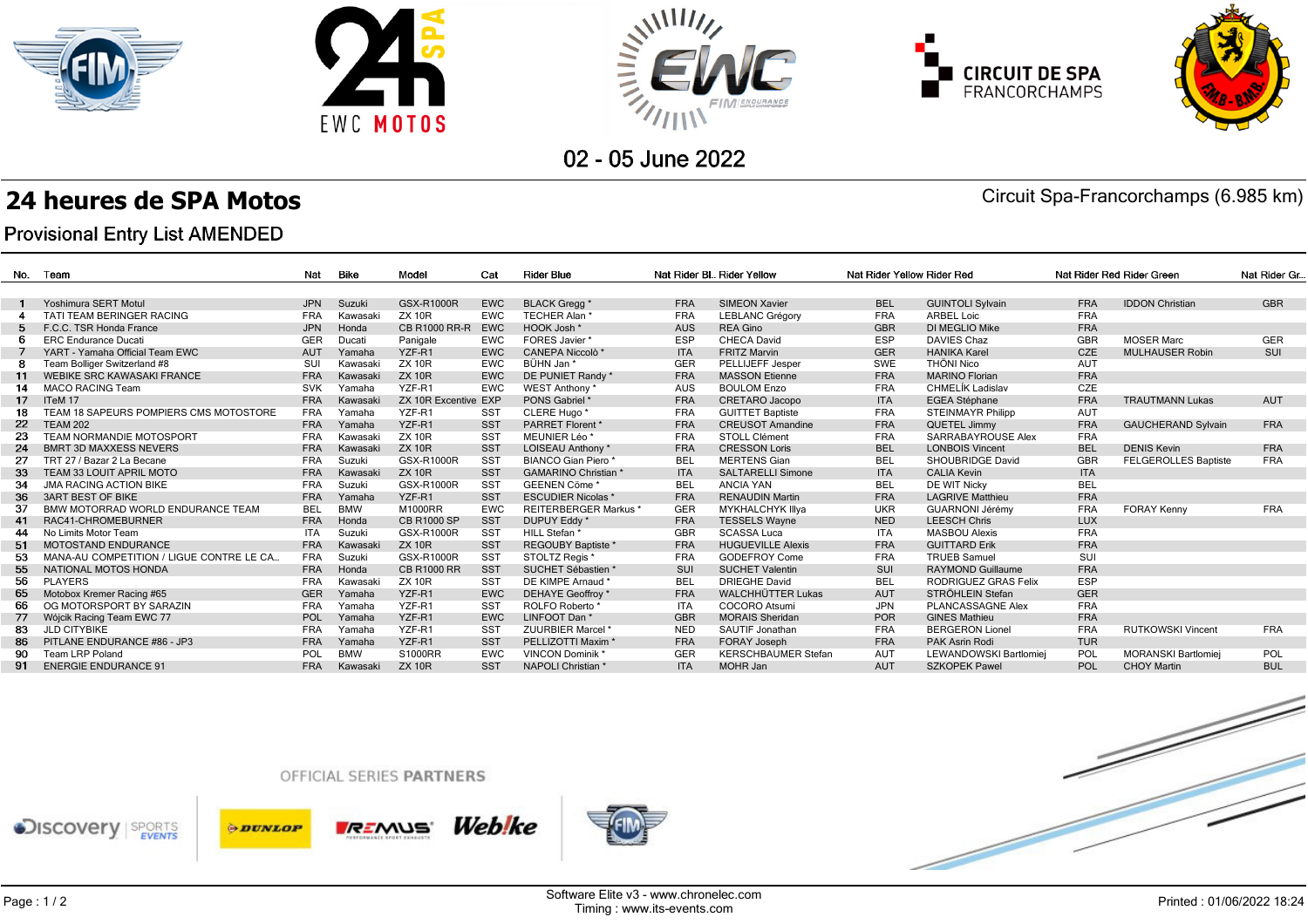02 - 05 June 2022

# 24 heures de SPA Motos

Circuit Spa-Francorchamps (6.985 km)

## Provisional Entry List AMENDED

| No. | Team | Nat | Bike | Model | Cat | Rider Blue | Nat Rider Bl.. | Rider Yellow | Nat Rider Yellow | Rider Red | Nat Rider Red | Rider Green | Nat Rider Gr... |
|---|---|---|---|---|---|---|---|---|---|---|---|---|---|
| 1 | Yoshimura SERT Motul | JPN | Suzuki | GSX-R1000R | EWC | BLACK Gregg * | FRA | SIMEON Xavier | BEL | GUINTOLI Sylvain | FRA | IDDON Christian | GBR |
| 4 | TATI TEAM BERINGER RACING | FRA | Kawasaki | ZX 10R | EWC | TECHER Alan * | FRA | LEBLANC Grégory | FRA | ARBEL Loic | FRA | | |
| 5 | F.C.C. TSR Honda France | JPN | Honda | CB R1000 RR-R | EWC | HOOK Josh * | AUS | REA Gino | GBR | DI MEGLIO Mike | FRA | | |
| 6 | ERC Endurance Ducati | GER | Ducati | Panigale | EWC | FORES Javier * | ESP | CHECA David | ESP | DAVIES Chaz | GBR | MOSER Marc | GER |
| 7 | YART - Yamaha Official Team EWC | AUT | Yamaha | YZF-R1 | EWC | CANEPA Niccolò * | ITA | FRITZ Marvin | GER | HANIKA Karel | CZE | MULHAUSER Robin | SUI |
| 8 | Team Bolliger Switzerland #8 | SUI | Kawasaki | ZX 10R | EWC | BÜHN Jan * | GER | PELLIJEFF Jesper | SWE | THÖNI Nico | AUT | | |
| 11 | WEBIKE SRC KAWASAKI FRANCE | FRA | Kawasaki | ZX 10R | EWC | DE PUNIET Randy * | FRA | MASSON Etienne | FRA | MARINO Florian | FRA | | |
| 14 | MACO RACING Team | SVK | Yamaha | YZF-R1 | EWC | WEST Anthony * | AUS | BOULOM Enzo | FRA | CHMELÍK Ladislav | CZE | | |
| 17 | ITeM 17 | FRA | Kawasaki | ZX 10R Excentive | EXP | PONS Gabriel * | FRA | CRETARO Jacopo | ITA | EGEA Stéphane | FRA | TRAUTMANN Lukas | AUT |
| 18 | TEAM 18 SAPEURS POMPIERS CMS MOTOSTORE | FRA | Yamaha | YZF-R1 | SST | CLERE Hugo * | FRA | GUITTET Baptiste | FRA | STEINMAYR Philipp | AUT | | |
| 22 | TEAM 202 | FRA | Yamaha | YZF-R1 | SST | PARRET Florent * | FRA | CREUSOT Amandine | FRA | QUETEL Jimmy | FRA | GAUCHERAND Sylvain | FRA |
| 23 | TEAM NORMANDIE MOTOSPORT | FRA | Kawasaki | ZX 10R | SST | MEUNIER Léo * | FRA | STOLL Clément | FRA | SARRABAYROUSE Alex | FRA | | |
| 24 | BMRT 3D MAXXESS NEVERS | FRA | Kawasaki | ZX 10R | SST | LOISEAU Anthony * | FRA | CRESSON Loris | BEL | LONBOIS Vincent | BEL | DENIS Kevin | FRA |
| 27 | TRT 27 / Bazar 2 La Becane | FRA | Suzuki | GSX-R1000R | SST | BIANCO Gian Piero * | BEL | MERTENS Gian | BEL | SHOUBRIDGE David | GBR | FELGEROLLES Baptiste | FRA |
| 33 | TEAM 33 LOUIT APRIL MOTO | FRA | Kawasaki | ZX 10R | SST | GAMARINO Christian * | ITA | SALTARELLI Simone | ITA | CALIA Kevin | ITA | | |
| 34 | JMA RACING ACTION BIKE | FRA | Suzuki | GSX-R1000R | SST | GEENEN Côme * | BEL | ANCIA YAN | BEL | DE WIT Nicky | BEL | | |
| 36 | 3ART BEST OF BIKE | FRA | Yamaha | YZF-R1 | SST | ESCUDIER Nicolas * | FRA | RENAUDIN Martin | FRA | LAGRIVE Matthieu | FRA | | |
| 37 | BMW MOTORRAD WORLD ENDURANCE TEAM | BEL | BMW | M1000RR | EWC | REITERBERGER Markus * | GER | MYKHALCHYK Illya | UKR | GUARNONI Jérémy | FRA | FORAY Kenny | FRA |
| 41 | RAC41-CHROMEBURNER | FRA | Honda | CB R1000 SP | SST | DUPUY Eddy * | FRA | TESSELS Wayne | NED | LEESCH Chris | LUX | | |
| 44 | No Limits Motor Team | ITA | Suzuki | GSX-R1000R | SST | HILL Stefan * | GBR | SCASSA Luca | ITA | MASBOU Alexis | FRA | | |
| 51 | MOTOSTAND ENDURANCE | FRA | Kawasaki | ZX 10R | SST | REGOUBY Baptiste * | FRA | HUGUEVILLE Alexis | FRA | GUITTARD Erik | FRA | | |
| 53 | MANA-AU COMPETITION / LIGUE CONTRE LE CA... | FRA | Suzuki | GSX-R1000R | SST | STOLTZ Regis * | FRA | GODEFROY Come | FRA | TRUEB Samuel | SUI | | |
| 55 | NATIONAL MOTOS HONDA | FRA | Honda | CB R1000 RR | SST | SUCHET Sébastien * | SUI | SUCHET Valentin | SUI | RAYMOND Guillaume | FRA | | |
| 56 | PLAYERS | FRA | Kawasaki | ZX 10R | SST | DE KIMPE Arnaud * | BEL | DRIEGHE David | BEL | RODRIGUEZ GRAS Felix | ESP | | |
| 65 | Motobox Kremer Racing #65 | GER | Yamaha | YZF-R1 | EWC | DEHAYE Geoffroy * | FRA | WALCHHÜTTER Lukas | AUT | STRÖHLEIN Stefan | GER | | |
| 66 | OG MOTORSPORT BY SARAZIN | FRA | Yamaha | YZF-R1 | SST | ROLFO Roberto * | ITA | COCORO Atsumi | JPN | PLANCASSAGNE Alex | FRA | | |
| 77 | Wójcik Racing Team EWC 77 | POL | Yamaha | YZF-R1 | EWC | LINFOOT Dan * | GBR | MORAIS Sheridan | POR | GINES Mathieu | FRA | | |
| 83 | JLD CITYBIKE | FRA | Yamaha | YZF-R1 | SST | ZUURBIER Marcel * | NED | SAUTIF Jonathan | FRA | BERGERON Lionel | FRA | RUTKOWSKI Vincent | FRA |
| 86 | PITLANE ENDURANCE #86 - JP3 | FRA | Yamaha | YZF-R1 | SST | PELLIZOTTI Maxim * | FRA | FORAY Joseph | FRA | PAK Asrin Rodi | TUR | | |
| 90 | Team LRP Poland | POL | BMW | S1000RR | EWC | VINCON Dominik * | GER | KERSCHBAUMER Stefan | AUT | LEWANDOWSKI Bartlomiej | POL | MORANSKI Bartlomiej | POL |
| 91 | ENERGIE ENDURANCE 91 | FRA | Kawasaki | ZX 10R | SST | NAPOLI Christian * | ITA | MOHR Jan | AUT | SZKOPEK Pawel | POL | CHOY Martin | BUL |

OFFICIAL SERIES PARTNERS

Software Elite v3 - www.chronelec.com
Timing : www.its-events.com

Printed : 01/06/2022 18:24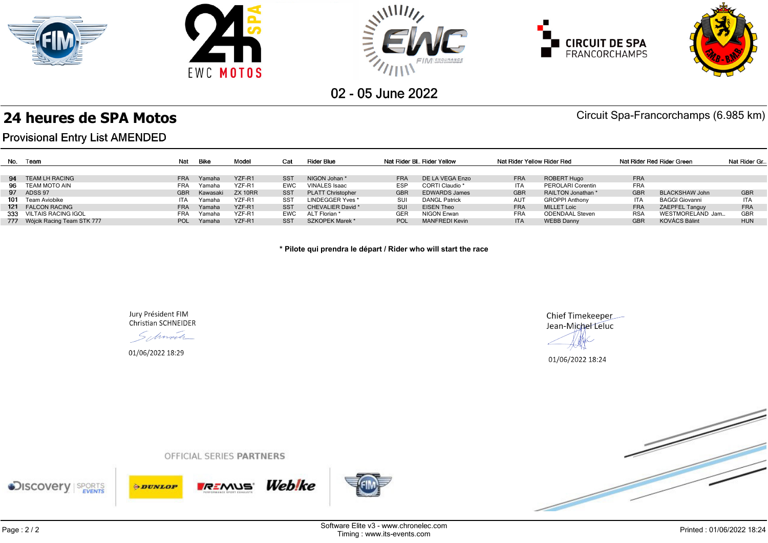02 - 05 June 2022

# 24 heures de SPA Motos

Circuit Spa-Francorchamps (6.985 km)

## Provisional Entry List AMENDED

| No. | Team | Nat | Bike | Model | Cat | Rider Blue | Nat Rider Bl.. | Rider Yellow | Nat Rider Yellow | Rider Red | Nat Rider Red | Rider Green | Nat Rider Gr... |
|---|---|---|---|---|---|---|---|---|---|---|---|---|---|
| 94 | TEAM LH RACING | FRA | Yamaha | YZF-R1 | SST | NIGON Johan * | FRA | DE LA VEGA Enzo | FRA | ROBERT Hugo | FRA | | |
| 96 | TEAM MOTO AIN | FRA | Yamaha | YZF-R1 | EWC | VINALES Isaac | ESP | CORTI Claudio * | ITA | PEROLARI Corentin | FRA | | |
| 97 | ADSS 97 | GBR | Kawasaki | ZX 10RR | SST | PLATT Christopher | GBR | EDWARDS James | GBR | RAILTON Jonathan * | GBR | BLACKSHAW John | GBR |
| 101 | Team Aviobike | ITA | Yamaha | YZF-R1 | SST | LINDEGGER Yves * | SUI | DANGL Patrick | AUT | GROPPI Anthony | ITA | BAGGI Giovanni | ITA |
| 121 | FALCON RACING | FRA | Yamaha | YZF-R1 | SST | CHEVALIER David * | SUI | EISEN Theo | FRA | MILLET Loic | FRA | ZAEPFEL Tanguy | FRA |
| 333 | VILTAIS RACING IGOL | FRA | Yamaha | YZF-R1 | EWC | ALT Florian * | GER | NIGON Erwan | FRA | ODENDAAL Steven | RSA | WESTMORELAND Jam... | GBR |
| 777 | Wójcik Racing Team STK 777 | POL | Yamaha | YZF-R1 | SST | SZKOPEK Marek * | POL | MANFREDI Kevin | ITA | WEBB Danny | GBR | KOVÁCS Bálint | HUN |

**\* Pilote qui prendra le départ / Rider who will start the race**

Jury Président FIM
Christian SCHNEIDER

01/06/2022 18:29

Chief Timekeeper
Jean-Michel Leluc

01/06/2022 18:24

OFFICIAL SERIES PARTNERS

Software Elite v3 - www.chronelec.com
Timing : www.its-events.com

Printed : 01/06/2022 18:24